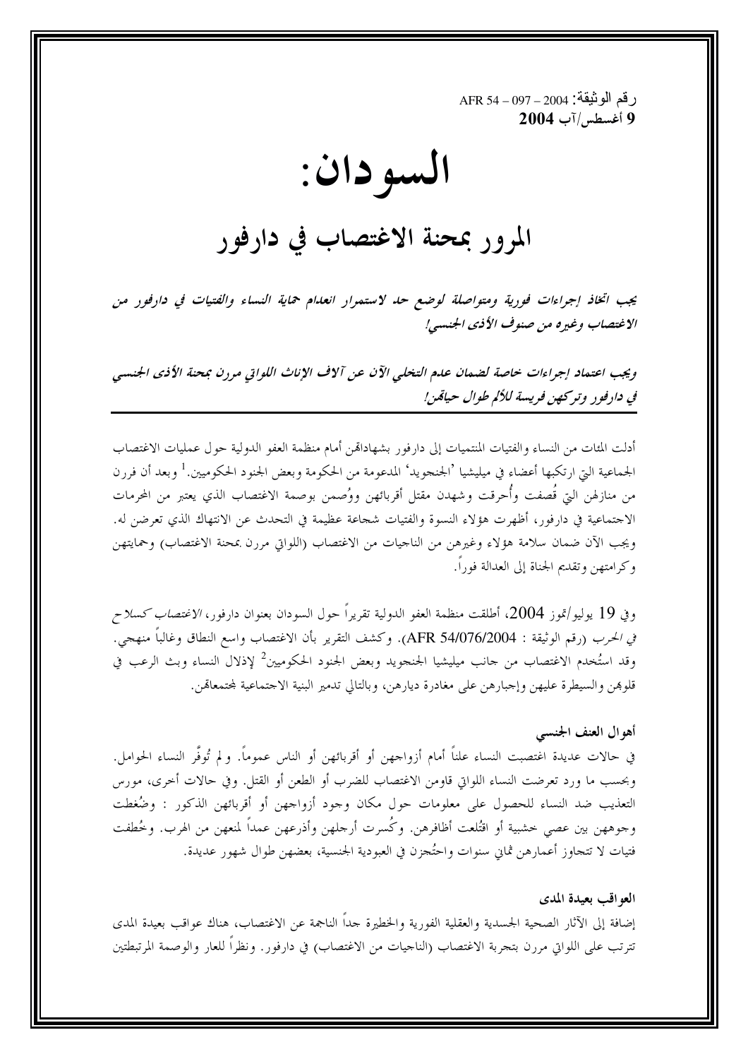رقم الوثيقة: AFR 54 – 097 – 2004
**9 أغسطس/آب 2004**

# السودان:

## المرور بمحنة الاغتصاب في دارفور

***يجب اتخاذ إجراءات فورية ومتواصلة لوضع حد لاستمرار انعدام حماية النساء والفتيات في دارفور من الاغتصاب وغيره من صنوف الأذى الجنسي!***

***ويجب اعتماد إجراءات خاصة لضمان عدم التخلي الآن عن آلاف الإناث اللواتي مررن بمحنة الأذى الجنسي في دارفور وتركهن فريسة للألم طوال حياتهن!***

أدلت المئات من النساء والفتيات المنتميات إلى دارفور بشهاداتهن أمام منظمة العفو الدولية حول عمليات الاغتصاب الجماعية التي ارتكبها أعضاء في ميليشيا 'الجنجويد' المدعومة من الحكومة وبعض الجنود الحكوميين.[1] وبعد أن فررن من منازلهن التي قُصفت وأُحرقت وشهدن مقتل أقربائهن ووُصمن بوصمة الاغتصاب الذي يعتبر من المحرمات الاجتماعية في دارفور، أظهرت هؤلاء النسوة والفتيات شجاعة عظيمة في التحدث عن الانتهاك الذي تعرضن له. ويجب الآن ضمان سلامة هؤلاء وغيرهن من الناجيات من الاغتصاب (اللواتي مررن بمحنة الاغتصاب) وحمايتهن وكرامتهن وتقديم الجناة إلى العدالة فوراً.

وفي 19 يوليو/تموز 2004، أطلقت منظمة العفو الدولية تقريراً حول السودان بعنوان دارفور، *الاغتصاب كسلاح في الحرب* (رقم الوثيقة : AFR 54/076/2004). وكشف التقرير بأن الاغتصاب واسع النطاق وغالباً منهجي. وقد استُخدم الاغتصاب من جانب ميليشيا الجنجويد وبعض الجنود الحكوميين[2] لإذلال النساء وبث الرعب في قلوبهن والسيطرة عليهن وإجبارهن على مغادرة ديارهن، وبالتالي تدمير البنية الاجتماعية لمجتمعاتهن.

### أهوال العنف الجنسي

في حالات عديدة اغتصبت النساء علناً أمام أزواجهن أو أقربائهن أو الناس عموماً. ولم تُوفَّر النساء الحوامل. وبحسب ما ورد تعرضت النساء اللواتي قاومن الاغتصاب للضرب أو الطعن أو القتل. وفي حالات أخرى، مورس التعذيب ضد النساء للحصول على معلومات حول مكان وجود أزواجهن أو أقربائهن الذكور : وضُغطت وجوههن بين عصي خشبية أو اقتُلعت أظافرهن. وكُسرت أرجلهن وأذرعهن عمداً لمنعهن من الهرب. وخُطفت فتيات لا تتجاوز أعمارهن ثماني سنوات واحتُجزن في العبودية الجنسية، بعضهن طوال شهور عديدة.

### العواقب بعيدة المدى

إضافة إلى الآثار الصحية الجسدية والعقلية الفورية والخطيرة جداً الناجمة عن الاغتصاب، هناك عواقب بعيدة المدى تترتب على اللواتي مررن بتجربة الاغتصاب (الناجيات من الاغتصاب) في دارفور. ونظراً للعار والوصمة المرتبطتين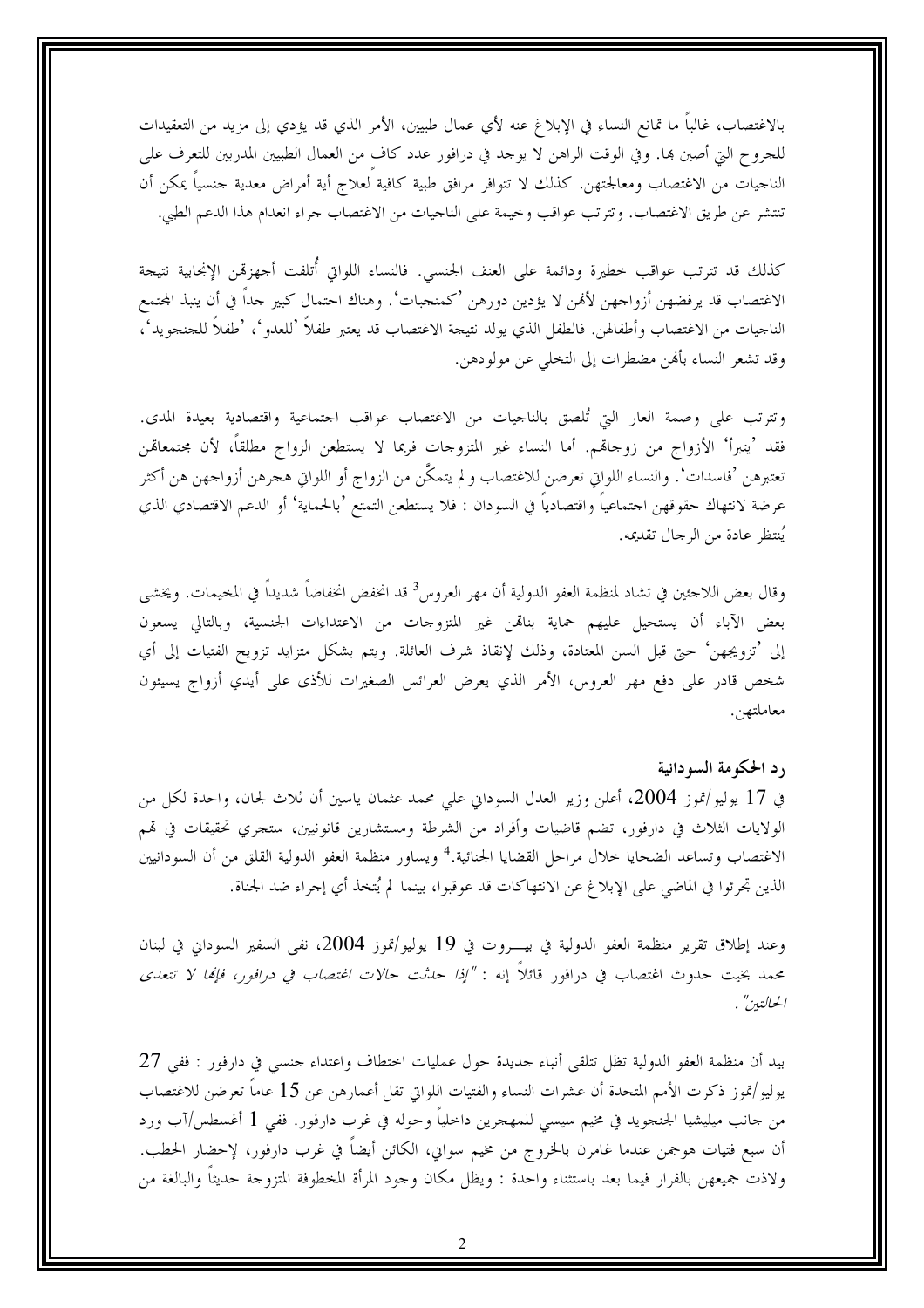بالاغتصاب، غالباً ما تمانع النساء في الإبلاغ عنه لأي عمال طبيين، الأمر الذي قد يؤدي إلى مزيد من التعقيدات للجروح التي أصبن بها. وفي الوقت الراهن لا يوجد في دارفور عدد كاف من العمال الطبيين المدربين للتعرف على الناجيات من الاغتصاب ومعالجتهن. كذلك لا تتوافر مرافق طبية كافية لعلاج أية أمراض معدية جنسياً يمكن أن تنتشر عن طريق الاغتصاب. وتترتب عواقب وخيمة على الناجيات من الاغتصاب جراء انعدام هذا الدعم الطبي.

كذلك قد تترتب عواقب خطيرة ودائمة على العنف الجنسي. فالنساء اللواتي أُتلفت أجهزتهن الإنجابية نتيجة الاغتصاب قد يرفضهن أزواجهن لأنهن لا يؤدين دورهن 'كمنجبات'. وهناك احتمال كبير جداً في أن ينبذ المجتمع الناجيات من الاغتصاب وأطفالهن. فالطفل الذي يولد نتيجة الاغتصاب قد يعتبر طفلاً 'للعدو'، 'طفلاً للجنجويد'، وقد تشعر النساء بأنهن مضطرات إلى التخلي عن مولودهن.

وتترتب على وصمة العار التي تُلصق بالناجيات من الاغتصاب عواقب اجتماعية واقتصادية بعيدة المدى. فقد 'يتبرأ' الأزواج من زوجاتهم. أما النساء غير المتزوجات فربما لا يستطعن الزواج مطلقاً، لأن مجتمعاتهن تعتبرهن 'فاسدات'. والنساء اللواتي تعرضن للاغتصاب و لم يتمكَّن من الزواج أو اللواتي هجرهن أزواجهن هن أكثر عرضة لانتهاك حقوقهن اجتماعياً واقتصادياً في السودان : فلا يستطعن التمتع 'بالحماية' أو الدعم الاقتصادي الذي يُنتظر عادة من الرجال تقديمه.

وقال بعض اللاجئين في تشاد لمنظمة العفو الدولية أن مهر العروس[3] قد انخفض انخفاضاً شديداً في المخيمات. ويخشى بعض الآباء أن يستحيل عليهم حماية بناتهن غير المتزوجات من الاعتداءات الجنسية، وبالتالي يسعون إلى 'تزويجهن' حتى قبل السن المعتادة، وذلك لإنقاذ شرف العائلة. ويتم بشكل متزايد تزويج الفتيات إلى أي شخص قادر على دفع مهر العروس، الأمر الذي يعرض العرائس الصغيرات للأذى على أيدي أزواج يسيئون معاملتهن.

### رد الحكومة السودانية

في 17 يوليو/تموز 2004، أعلن وزير العدل السوداني علي محمد عثمان ياسين أن ثلاث لجان، واحدة لكل من الولايات الثلاث في دارفور، تضم قاضيات وأفراد من الشرطة ومستشارين قانونيين، ستجري تحقيقات في تهم الاغتصاب وتساعد الضحايا خلال مراحل القضايا الجنائية.[4] ويساور منظمة العفو الدولية القلق من أن السودانيين الذين تجرئوا في الماضي على الإبلاغ عن الانتهاكات قد عوقبوا، بينما لم يُتخذ أي إجراء ضد الجناة.

وعند إطلاق تقرير منظمة العفو الدولية في بيـــروت في 19 يوليو/تموز 2004، نفى السفير السوداني في لبنان محمد بخيت حدوث اغتصاب في دارفور قائلاً إنه : *"إذا حدثت حالات اغتصاب في دارفور، فإنها لا تتعدى الحالتين"*.

بيد أن منظمة العفو الدولية تظل تتلقى أنباء جديدة حول عمليات اختطاف واعتداء جنسي في دارفور : ففي 27 يوليو/تموز ذكرت الأمم المتحدة أن عشرات النساء والفتيات اللواتي تقل أعمارهن عن 15 عاماً تعرضن للاغتصاب من جانب ميليشيا الجنجويد في مخيم سيسي للمهجرين داخلياً وحوله في غرب دارفور. ففي 1 أغسطس/آب ورد أن سبع فتيات هوجمن عندما غامرن بالخروج من مخيم سواني، الكائن أيضاً في غرب دارفور، لإحضار الحطب. ولاذت جميعهن بالفرار فيما بعد باستثناء واحدة : ويظل مكان وجود المرأة المخطوفة المتزوجة حديثاً والبالغة من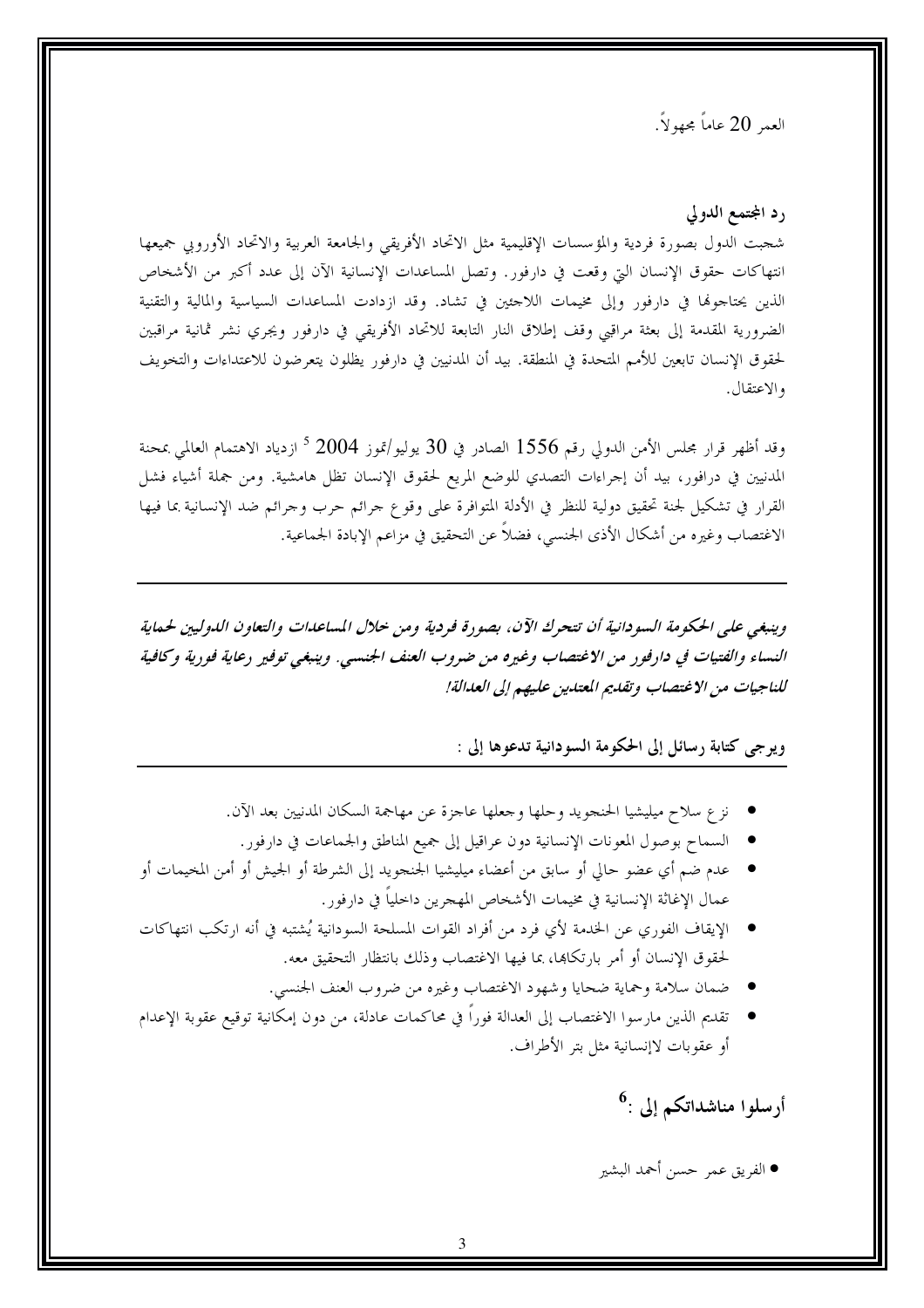العمر 20 عاماً مجهولاً.

## رد المجتمع الدولي

شجبت الدول بصورة فردية والمؤسسات الإقليمية مثل الاتحاد الأفريقي والجامعة العربية والاتحاد الأوروبي جميعها انتهاكات حقوق الإنسان التي وقعت في دارفور. وتصل المساعدات الإنسانية الآن إلى عدد أكبر من الأشخاص الذين يحتاجونها في دارفور وإلى مخيمات اللاجئين في تشاد. وقد ازدادت المساعدات السياسية والمالية والتقنية الضرورية المقدمة إلى بعثة مراقبي وقف إطلاق النار التابعة للاتحاد الأفريقي في دارفور ويجري نشر ثمانية مراقبين لحقوق الإنسان تابعين للأمم المتحدة في المنطقة. بيد أن المدنيين في دارفور يظلون يتعرضون للاعتداءات والتخويف والاعتقال.

وقد أظهر قرار مجلس الأمن الدولي رقم 1556 الصادر في 30 يوليو/تموز 2004 [5] ازدياد الاهتمام العالمي بمحنة المدنيين في درافور، بيد أن إجراءات التصدي للوضع المريع لحقوق الإنسان تظل هامشية. ومن جملة أشياء فشل القرار في تشكيل لجنة تحقيق دولية للنظر في الأدلة المتوافرة على وقوع جرائم حرب وجرائم ضد الإنسانية بما فيها الاغتصاب وغيره من أشكال الأذى الجنسي، فضلاً عن التحقيق في مزاعم الإبادة الجماعية.

---

***وينبغي على الحكومة السودانية أن تتحرك الآن، بصورة فردية ومن خلال المساعدات والتعاون الدوليين لحماية النساء والفتيات في دارفور من الاغتصاب وغيره من ضروب العنف الجنسي. وينبغي توفير رعاية فورية وكافية للناجيات من الاغتصاب وتقديم المعتدين عليهم إلى العدالة!***

**ويرجى كتابة رسائل إلى الحكومة السودانية تدعوها إلى :**

---

- نزع سلاح ميليشيا الجنجويد وحلها وجعلها عاجزة عن مهاجمة السكان المدنيين بعد الآن.
- السماح بوصول المعونات الإنسانية دون عراقيل إلى جميع المناطق والجماعات في دارفور.
- عدم ضم أي عضو حالي أو سابق من أعضاء ميليشيا الجنجويد إلى الشرطة أو الجيش أو أمن المخيمات أو عمال الإغاثة الإنسانية في مخيمات الأشخاص المهجرين داخلياً في دارفور.
- الإيقاف الفوري عن الخدمة لأي فرد من أفراد القوات المسلحة السودانية يُشتبه في أنه ارتكب انتهاكات لحقوق الإنسان أو أمر بارتكابها، بما فيها الاغتصاب وذلك بانتظار التحقيق معه.
- ضمان سلامة وحماية ضحايا وشهود الاغتصاب وغيره من ضروب العنف الجنسي.
- تقديم الذين مارسوا الاغتصاب إلى العدالة فوراً في محاكمات عادلة، من دون إمكانية توقيع عقوبة الإعدام أو عقوبات لاإنسانية مثل بتر الأطراف.

## أرسلوا مناشداتكم إلى :[6]

- الفريق عمر حسن أحمد البشير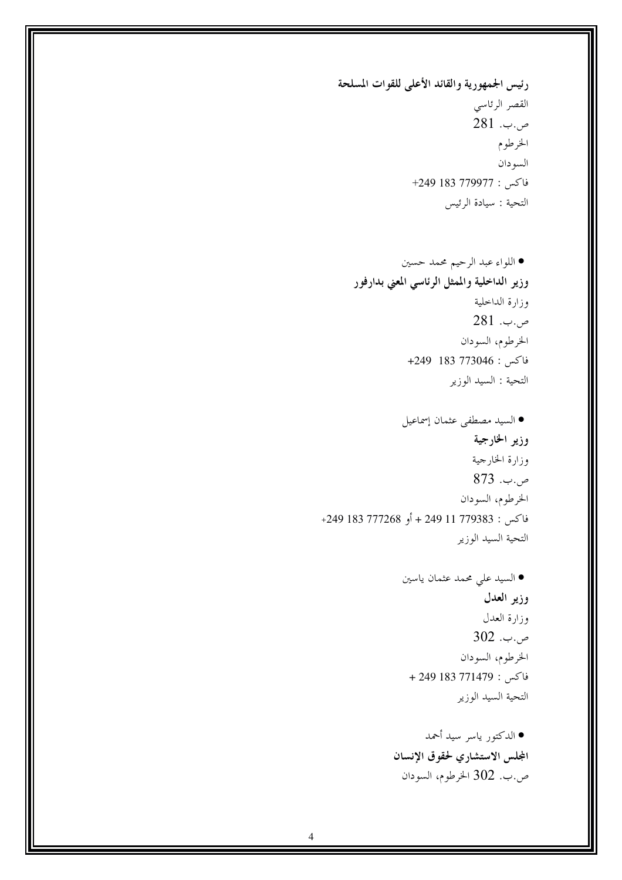**رئيس الجمهورية والقائد الأعلى للقوات المسلحة**
القصر الرئاسي
ص.ب. 281
الخرطوم
السودان
فاكس : 779977 183 249+
التحية : سيادة الرئيس

- اللواء عبد الرحيم محمد حسين

**وزير الداخلية والممثل الرئاسي المعني بدارفور**
وزارة الداخلية
ص.ب. 281
الخرطوم، السودان
فاكس : 773046 183 249+
التحية : السيد الوزير

- السيد مصطفى عثمان إسماعيل

**وزير الخارجية**
وزارة الخارجية
ص.ب. 873
الخرطوم، السودان
فاكس : 779383 11 249 + أو 777268 183 249+
التحية السيد الوزير

- السيد علي محمد عثمان ياسين

**وزير العدل**
وزارة العدل
ص.ب. 302
الخرطوم، السودان
فاكس : 771479 183 249 +
التحية السيد الوزير

- الدكتور ياسر سيد أحمد

**المجلس الاستشاري لحقوق الإنسان**
ص.ب. 302 الخرطوم، السودان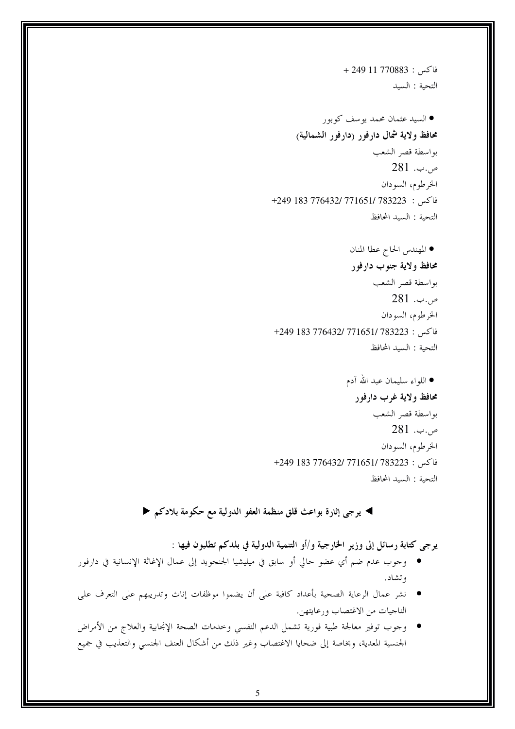فاكس : 770883 11 249 +

التحية : السيد

● السيد عثمان محمد يوسف كوبور

**محافظ ولاية شمال دارفور (دارفور الشمالية)**

بواسطة قصر الشعب

ص.ب. 281

الخرطوم، السودان

فاكس : 783223 /771651 /776432 183 249+

التحية : السيد المحافظ

● المهندس الحاج عطا المنان

**محافظ ولاية جنوب دارفور**

بواسطة قصر الشعب

ص.ب. 281

الخرطوم، السودان

فاكس : 783223 /771651 /776432 183 249+

التحية : السيد المحافظ

● اللواء سليمان عبد الله آدم

**محافظ ولاية غرب دارفور**

بواسطة قصر الشعب

ص.ب. 281

الخرطوم، السودان

فاكس : 783223 /771651 /776432 183 249+

التحية : السيد المحافظ

**◄ يرجى إثارة بواعث قلق منظمة العفو الدولية مع حكومة بلادكم ►**

**يرجى كتابة رسائل إلى وزير الخارجية و/أو التنمية الدولية في بلدكم تطلبون فيها :**

- وجوب عدم ضم أي عضو حالي أو سابق في ميليشيا الجنجويد إلى عمال الإغاثة الإنسانية في دارفور وتشاد.
- نشر عمال الرعاية الصحية بأعداد كافية على أن يضموا موظفات إناث وتدريبهم على التعرف على الناجيات من الاغتصاب ورعايتهن.
- وجوب توفير معالجة طبية فورية تشمل الدعم النفسي وخدمات الصحة الإنجابية والعلاج من الأمراض الجنسية المعدية، وبخاصة إلى ضحايا الاغتصاب وغير ذلك من أشكال العنف الجنسي والتعذيب في جميع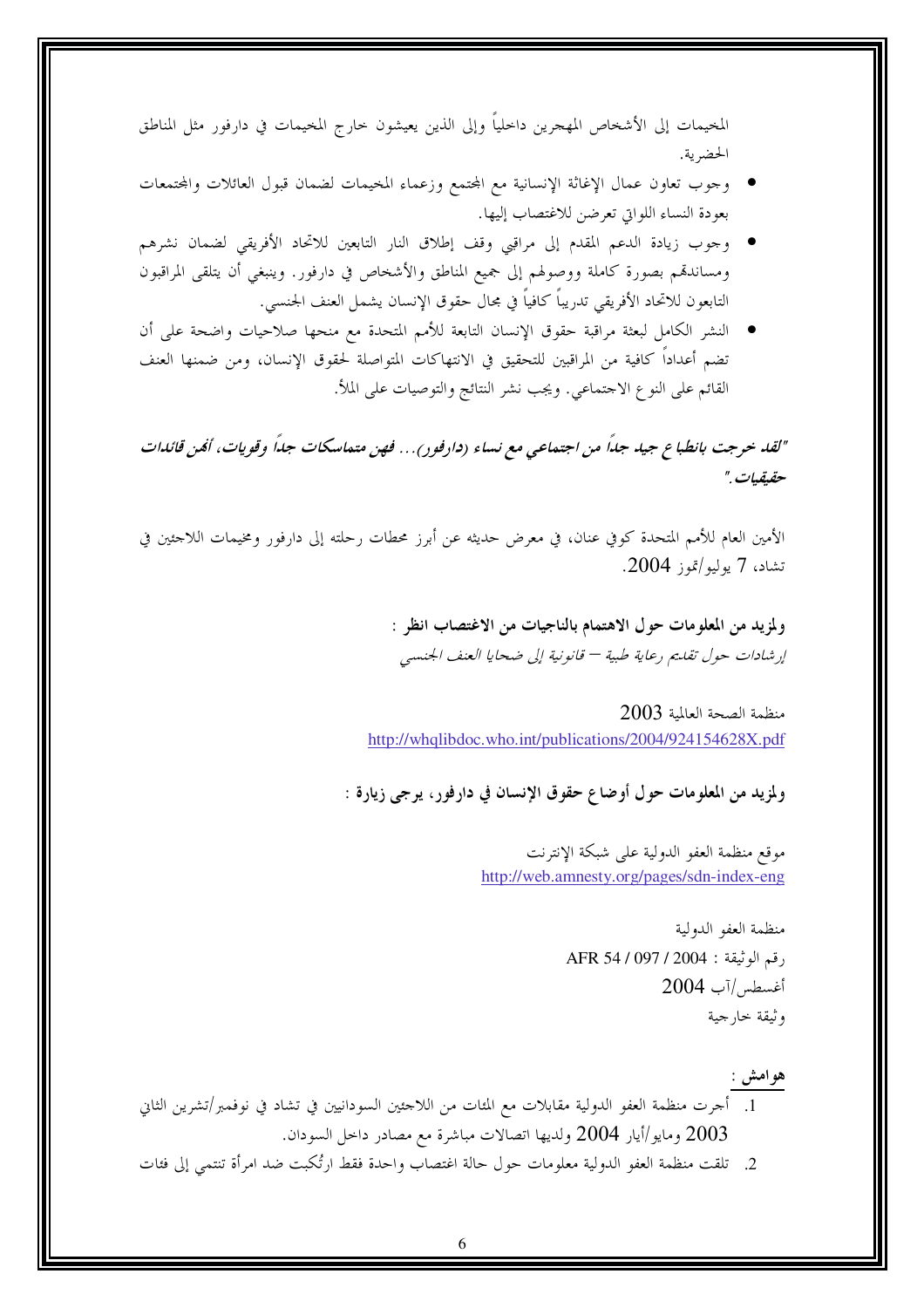المخيمات إلى الأشخاص المهجرين داخلياً وإلى الذين يعيشون خارج المخيمات في دارفور مثل المناطق الحضرية.

- وجوب تعاون عمال الإغاثة الإنسانية مع المجتمع وزعماء المخيمات لضمان قبول العائلات والمجتمعات بعودة النساء اللواتي تعرضن للاغتصاب إليها.
- وجوب زيادة الدعم المقدم إلى مراقبي وقف إطلاق النار التابعين للاتحاد الأفريقي لضمان نشرهم ومساندتهم بصورة كاملة ووصولهم إلى جميع المناطق والأشخاص في دارفور. وينبغي أن يتلقى المراقبون التابعون للاتحاد الأفريقي تدريباً كافياً في مجال حقوق الإنسان يشمل العنف الجنسي.
- النشر الكامل لبعثة مراقبة حقوق الإنسان التابعة للأمم المتحدة مع منحها صلاحيات واضحة على أن تضم أعداداً كافية من المراقبين للتحقيق في الانتهاكات المتواصلة لحقوق الإنسان، ومن ضمنها العنف القائم على النوع الاجتماعي. ويجب نشر النتائج والتوصيات على الملأ.

***"لقد خرجت بانطباع جيد جداً من اجتماعي مع نساء (دارفور)... فهن متماسكات جداً وقويات، أنهن قائدات حقيقيات."***

الأمين العام للأمم المتحدة كوفي عنان، في معرض حديثه عن أبرز محطات رحلته إلى دارفور ومخيمات اللاجئين في تشاد، 7 يوليو/تموز 2004.

**ولمزيد من المعلومات حول الاهتمام بالناجيات من الاغتصاب انظر :**

*إرشادات حول تقديم رعاية طبية – قانونية إلى ضحايا العنف الجنسي*

منظمة الصحة العالمية 2003
http://whqlibdoc.who.int/publications/2004/924154628X.pdf

**ولمزيد من المعلومات حول أوضاع حقوق الإنسان في دارفور، يرجى زيارة :**

موقع منظمة العفو الدولية على شبكة الإنترنت
http://web.amnesty.org/pages/sdn-index-eng

منظمة العفو الدولية
رقم الوثيقة : AFR 54 / 097 / 2004
أغسطس/آب 2004
وثيقة خارجية

**هوامش :**

1. أجرت منظمة العفو الدولية مقابلات مع المئات من اللاجئين السودانيين في تشاد في نوفمبر/تشرين الثاني 2003 ومايو/أيار 2004 ولديها اتصالات مباشرة مع مصادر داخل السودان.
2. تلقت منظمة العفو الدولية معلومات حول حالة اغتصاب واحدة فقط ارتُكبت ضد امرأة تنتمي إلى فئات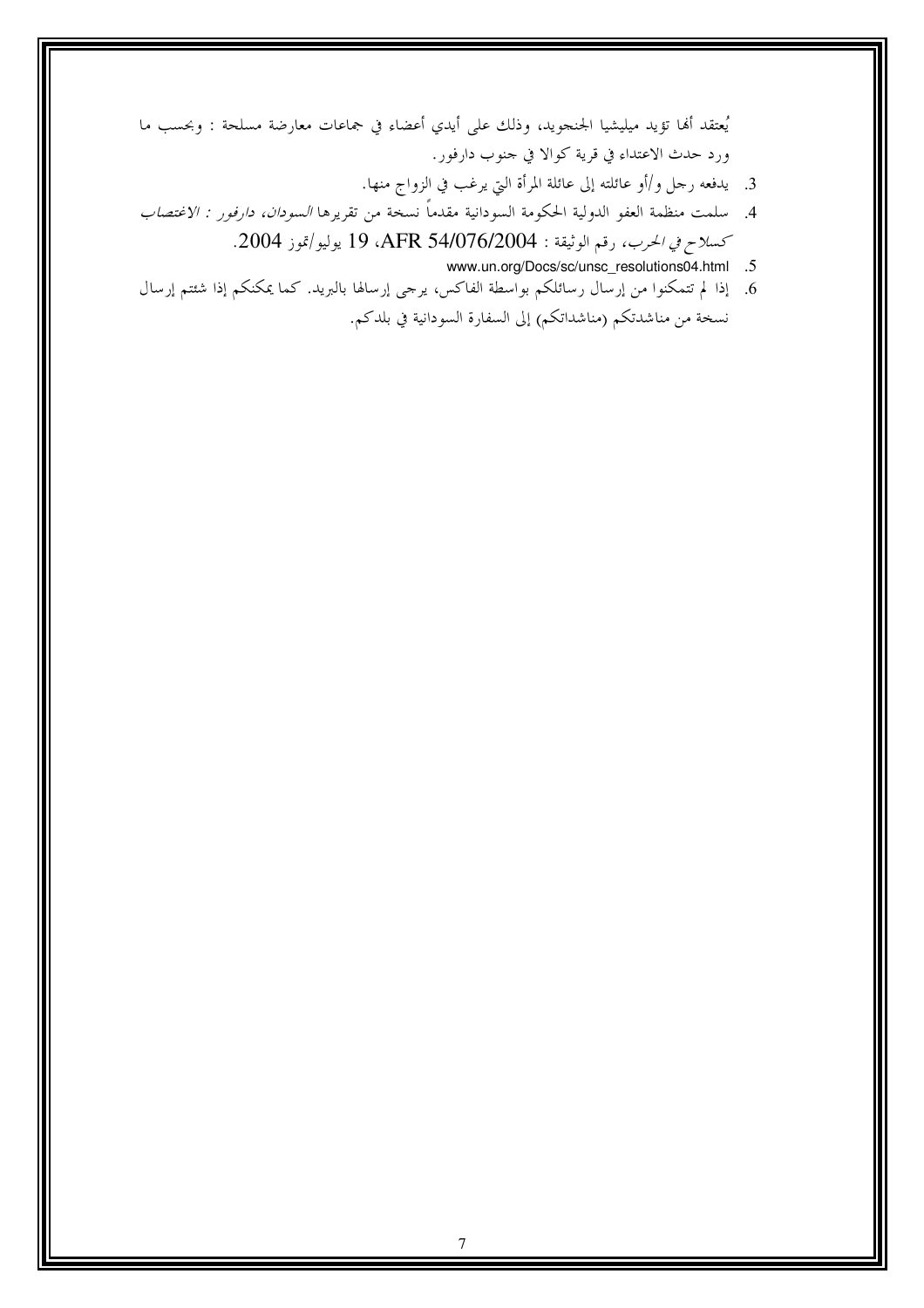يُعتقد أنها تؤيد ميليشيا الجنجويد، وذلك على أيدي أعضاء في جماعات معارضة مسلحة : وبحسب ما ورد حدث الاعتداء في قرية كوالا في جنوب دارفور.

3. يدفعه رجل و/أو عائلته إلى عائلة المرأة التي يرغب في الزواج منها.
4. سلمت منظمة العفو الدولية الحكومة السودانية مقدماً نسخة من تقريرها *السودان، دارفور : الاغتصاب كسلاح في الحرب*، رقم الوثيقة : AFR 54/076/2004، 19 يوليو/تموز 2004.
5. www.un.org/Docs/sc/unsc_resolutions04.html
6. إذا لم تتمكنوا من إرسال رسائلكم بواسطة الفاكس، يرجى إرسالها بالبريد. كما يمكنكم إذا شئتم إرسال نسخة من مناشدتكم (مناشداتكم) إلى السفارة السودانية في بلدكم.